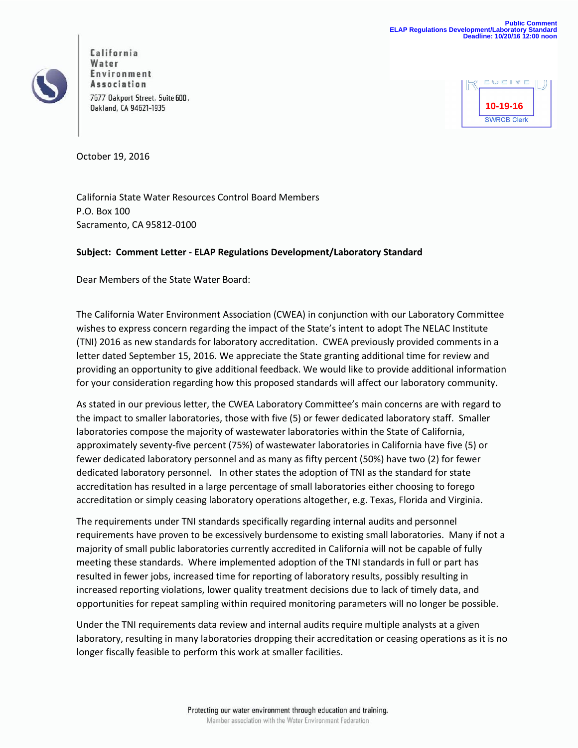Public Comment
ELAP Regulations Development/Laboratory Standard
Deadline: 10/20/16 12:00 noon

California Water Environment Association
7677 Oakport Street, Suite 600,
Oakland, CA 94621-1935

RECEIVED
10-19-16
SWRCB Clerk

October 19, 2016

California State Water Resources Control Board Members
P.O. Box 100
Sacramento, CA 95812-0100

**Subject: Comment Letter - ELAP Regulations Development/Laboratory Standard**

Dear Members of the State Water Board:

The California Water Environment Association (CWEA) in conjunction with our Laboratory Committee wishes to express concern regarding the impact of the State's intent to adopt The NELAC Institute (TNI) 2016 as new standards for laboratory accreditation. CWEA previously provided comments in a letter dated September 15, 2016. We appreciate the State granting additional time for review and providing an opportunity to give additional feedback. We would like to provide additional information for your consideration regarding how this proposed standards will affect our laboratory community.

As stated in our previous letter, the CWEA Laboratory Committee's main concerns are with regard to the impact to smaller laboratories, those with five (5) or fewer dedicated laboratory staff. Smaller laboratories compose the majority of wastewater laboratories within the State of California, approximately seventy-five percent (75%) of wastewater laboratories in California have five (5) or fewer dedicated laboratory personnel and as many as fifty percent (50%) have two (2) for fewer dedicated laboratory personnel. In other states the adoption of TNI as the standard for state accreditation has resulted in a large percentage of small laboratories either choosing to forego accreditation or simply ceasing laboratory operations altogether, e.g. Texas, Florida and Virginia.

The requirements under TNI standards specifically regarding internal audits and personnel requirements have proven to be excessively burdensome to existing small laboratories. Many if not a majority of small public laboratories currently accredited in California will not be capable of fully meeting these standards. Where implemented adoption of the TNI standards in full or part has resulted in fewer jobs, increased time for reporting of laboratory results, possibly resulting in increased reporting violations, lower quality treatment decisions due to lack of timely data, and opportunities for repeat sampling within required monitoring parameters will no longer be possible.

Under the TNI requirements data review and internal audits require multiple analysts at a given laboratory, resulting in many laboratories dropping their accreditation or ceasing operations as it is no longer fiscally feasible to perform this work at smaller facilities.

Protecting our water environment through education and training.
Member association with the Water Environment Federation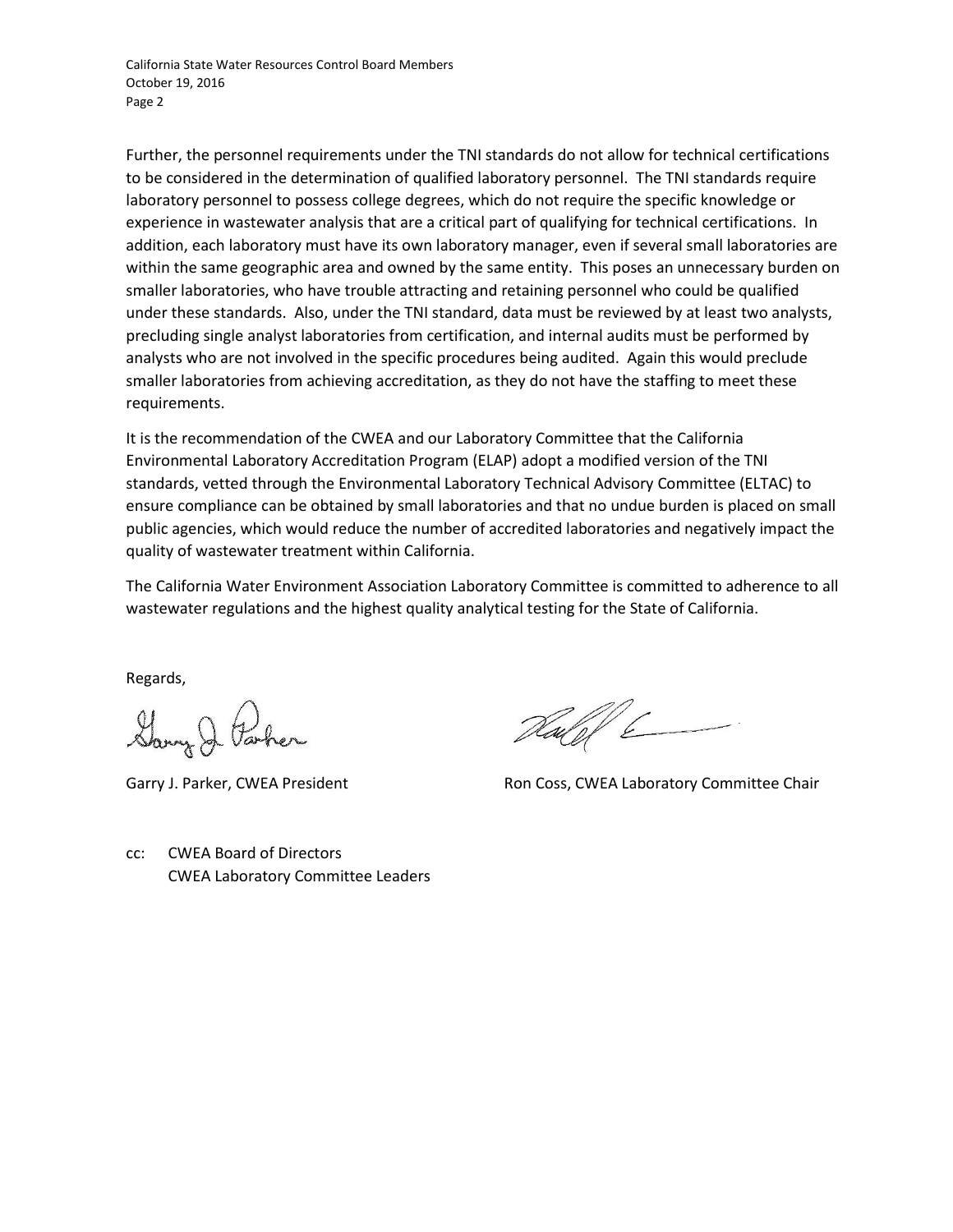Further, the personnel requirements under the TNI standards do not allow for technical certifications to be considered in the determination of qualified laboratory personnel. The TNI standards require laboratory personnel to possess college degrees, which do not require the specific knowledge or experience in wastewater analysis that are a critical part of qualifying for technical certifications. In addition, each laboratory must have its own laboratory manager, even if several small laboratories are within the same geographic area and owned by the same entity. This poses an unnecessary burden on smaller laboratories, who have trouble attracting and retaining personnel who could be qualified under these standards. Also, under the TNI standard, data must be reviewed by at least two analysts, precluding single analyst laboratories from certification, and internal audits must be performed by analysts who are not involved in the specific procedures being audited. Again this would preclude smaller laboratories from achieving accreditation, as they do not have the staffing to meet these requirements.

It is the recommendation of the CWEA and our Laboratory Committee that the California Environmental Laboratory Accreditation Program (ELAP) adopt a modified version of the TNI standards, vetted through the Environmental Laboratory Technical Advisory Committee (ELTAC) to ensure compliance can be obtained by small laboratories and that no undue burden is placed on small public agencies, which would reduce the number of accredited laboratories and negatively impact the quality of wastewater treatment within California.

The California Water Environment Association Laboratory Committee is committed to adherence to all wastewater regulations and the highest quality analytical testing for the State of California.

Regards,

Garry J. Parker, CWEA President

Ron Coss, CWEA Laboratory Committee Chair

cc: CWEA Board of Directors
CWEA Laboratory Committee Leaders